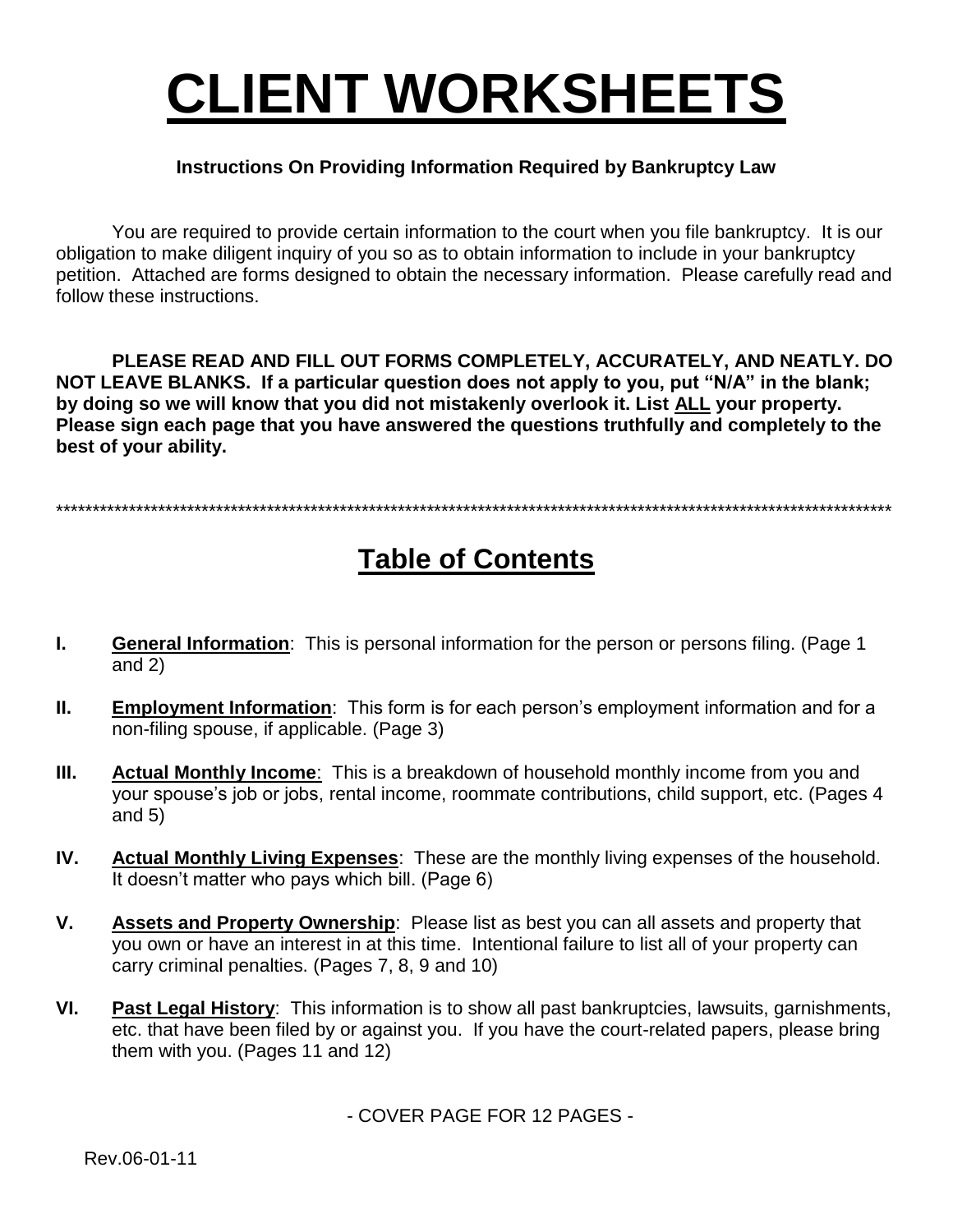# CLIENT WORKSHEETS

**Instructions On Providing Information Required by Bankruptcy Law**

You are required to provide certain information to the court when you file bankruptcy. It is our obligation to make diligent inquiry of you so as to obtain information to include in your bankruptcy petition. Attached are forms designed to obtain the necessary information. Please carefully read and follow these instructions.

**PLEASE READ AND FILL OUT FORMS COMPLETELY, ACCURATELY, AND NEATLY. DO NOT LEAVE BLANKS. If a particular question does not apply to you, put "N/A" in the blank; by doing so we will know that you did not mistakenly overlook it. List ALL your property. Please sign each page that you have answered the questions truthfully and completely to the best of your ability.**

************************************************************************************************************************

## Table of Contents

**I.** **General Information**: This is personal information for the person or persons filing. (Page 1 and 2)

**II.** **Employment Information**: This form is for each person's employment information and for a non-filing spouse, if applicable. (Page 3)

**III.** **Actual Monthly Income**: This is a breakdown of household monthly income from you and your spouse's job or jobs, rental income, roommate contributions, child support, etc. (Pages 4 and 5)

**IV.** **Actual Monthly Living Expenses**: These are the monthly living expenses of the household. It doesn't matter who pays which bill. (Page 6)

**V.** **Assets and Property Ownership**: Please list as best you can all assets and property that you own or have an interest in at this time. Intentional failure to list all of your property can carry criminal penalties. (Pages 7, 8, 9 and 10)

**VI.** **Past Legal History**: This information is to show all past bankruptcies, lawsuits, garnishments, etc. that have been filed by or against you. If you have the court-related papers, please bring them with you. (Pages 11 and 12)

- COVER PAGE FOR 12 PAGES -

Rev.06-01-11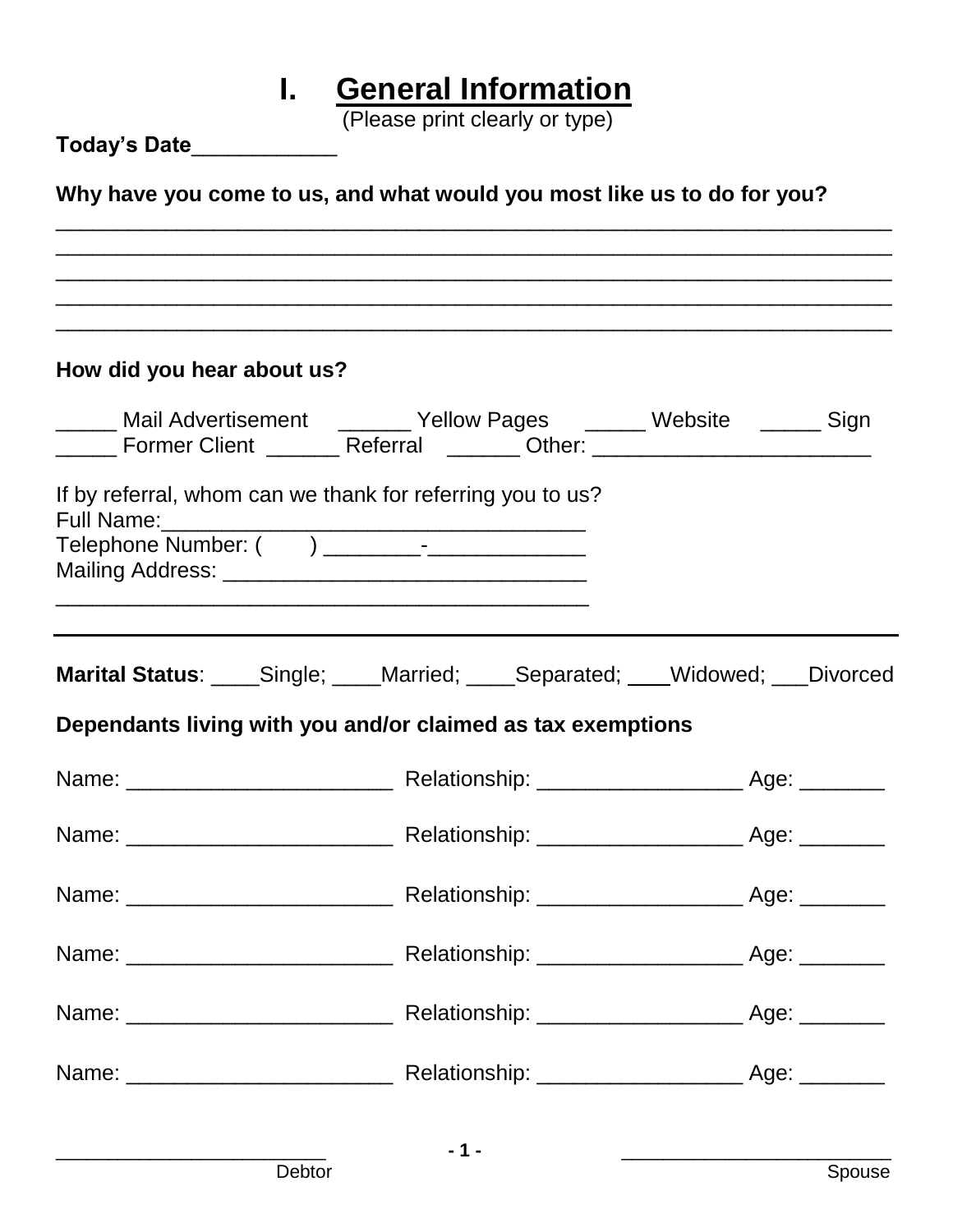# I. General Information

(Please print clearly or type)

**Today's Date**____________

**Why have you come to us, and what would you most like us to do for you?**

______________________________________________________________________
______________________________________________________________________
______________________________________________________________________
______________________________________________________________________
______________________________________________________________________

**How did you hear about us?**

_____ Mail Advertisement ______ Yellow Pages _____ Website _____ Sign
_____ Former Client ______ Referral ______ Other: _______________________

If by referral, whom can we thank for referring you to us?
Full Name:___________________________________
Telephone Number: (      ) ________-_____________
Mailing Address: ______________________________
_____________________________________________

---

**Marital Status**: ____Single; ____Married; ____Separated; ___Widowed; ___Divorced

**Dependants living with you and/or claimed as tax exemptions**

Name: ______________________ Relationship: _________________ Age: _______

Name: ______________________ Relationship: _________________ Age: _______

Name: ______________________ Relationship: _________________ Age: _______

Name: ______________________ Relationship: _________________ Age: _______

Name: ______________________ Relationship: _________________ Age: _______

Name: ______________________ Relationship: _________________ Age: _______

________________________                                ________________________
Debtor                                                                 Spouse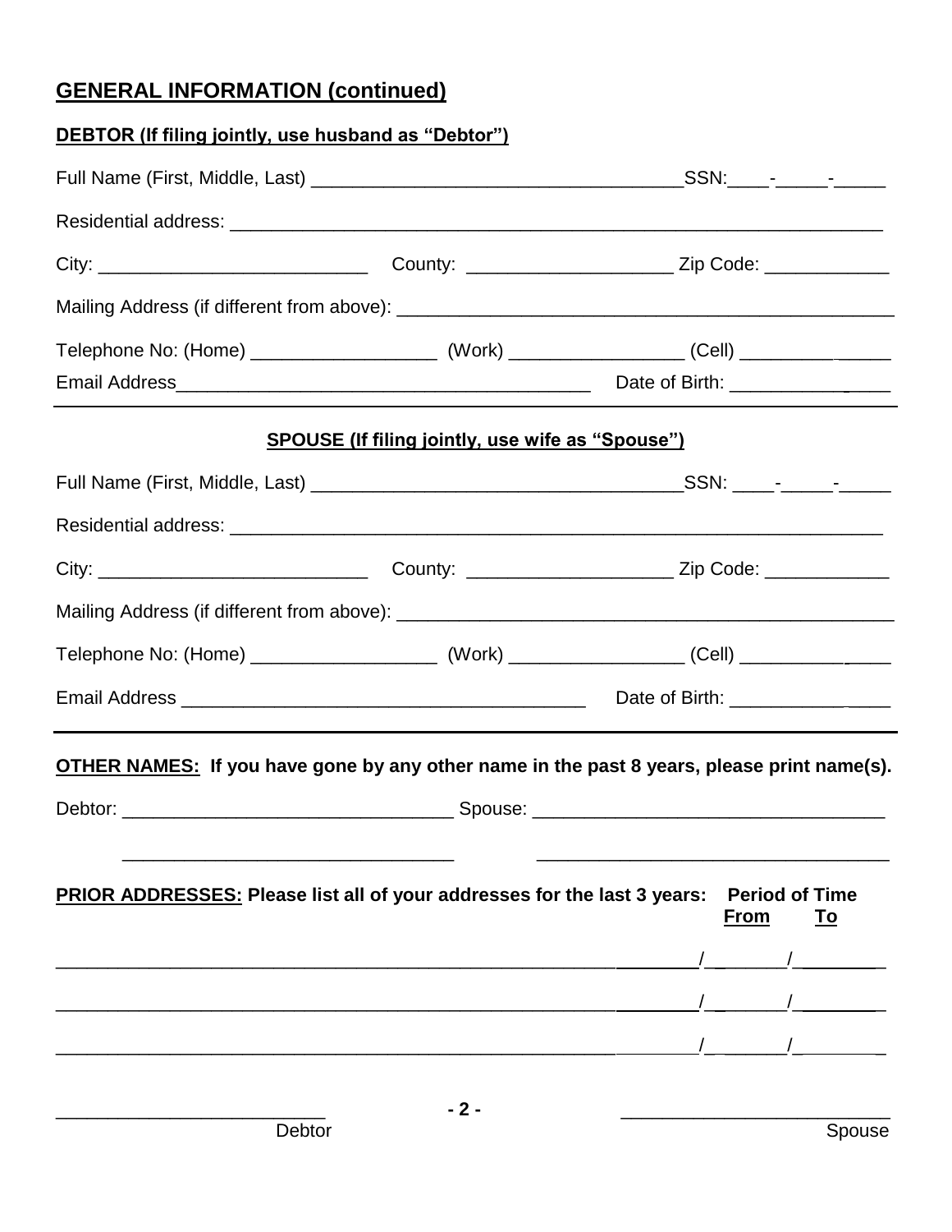## GENERAL INFORMATION (continued)

**DEBTOR (If filing jointly, use husband as "Debtor")**

Full Name (First, Middle, Last) ____________________________________SSN:____-_____-_____

Residential address: _________________________________________________________________

City: __________________________ County: ___________________ Zip Code: ____________

Mailing Address (if different from above): ___________________________________________

Telephone No: (Home) __________________ (Work) ________________ (Cell) ______________

Email Address________________________________________ Date of Birth: _______________

---

**SPOUSE (If filing jointly, use wife as "Spouse")**

Full Name (First, Middle, Last) ____________________________________SSN: ____-_____-_____

Residential address: _________________________________________________________________

City: __________________________ County: ___________________ Zip Code: ____________

Mailing Address (if different from above): ___________________________________________

Telephone No: (Home) __________________ (Work) ________________ (Cell) ______________

Email Address _______________________________________ Date of Birth: _______________

---

**OTHER NAMES: If you have gone by any other name in the past 8 years, please print name(s).**

Debtor: ________________________________ Spouse: _________________________________

________________________________ _________________________________

**PRIOR ADDRESSES: Please list all of your addresses for the last 3 years:**

| | Period of Time From | To |
|---|---|---|
| ______________________________________________________ | ________/________ | /________ |
| ______________________________________________________ | ________/________ | /________ |
| ______________________________________________________ | ________/________ | /________ |

__________________________ Debtor

__________________________ Spouse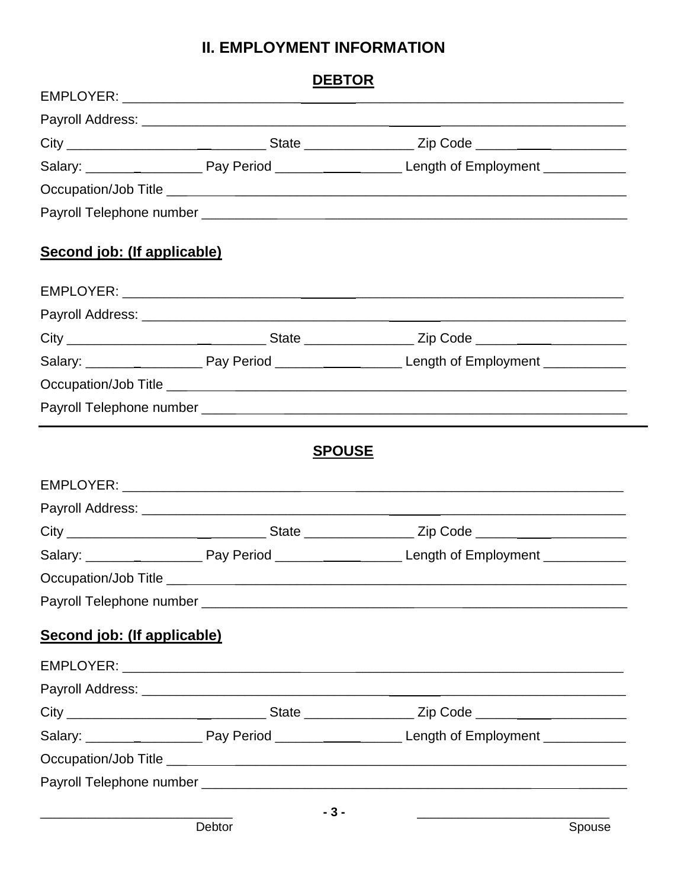## II. EMPLOYMENT INFORMATION

### DEBTOR

EMPLOYER: ____________________________________________________________________

Payroll Address: ______________________________________________________________

City ___________________________ State _______________ Zip Code ___________________

Salary: _________________ Pay Period _________________ Length of Employment ___________

Occupation/Job Title ___________________________________________________________

Payroll Telephone number ________________________________________________________

**Second job: (If applicable)**

EMPLOYER: ____________________________________________________________________

Payroll Address: ______________________________________________________________

City ___________________________ State _______________ Zip Code ___________________

Salary: _________________ Pay Period _________________ Length of Employment ___________

Occupation/Job Title ___________________________________________________________

Payroll Telephone number ________________________________________________________

---

### SPOUSE

EMPLOYER: ____________________________________________________________________

Payroll Address: ______________________________________________________________

City ___________________________ State _______________ Zip Code ___________________

Salary: _________________ Pay Period _________________ Length of Employment ___________

Occupation/Job Title ___________________________________________________________

Payroll Telephone number ________________________________________________________

**Second job: (If applicable)**

EMPLOYER: ____________________________________________________________________

Payroll Address: ______________________________________________________________

City ___________________________ State _______________ Zip Code ___________________

Salary: _________________ Pay Period _________________ Length of Employment ___________

Occupation/Job Title ___________________________________________________________

Payroll Telephone number ________________________________________________________

__________________________ Debtor

__________________________ Spouse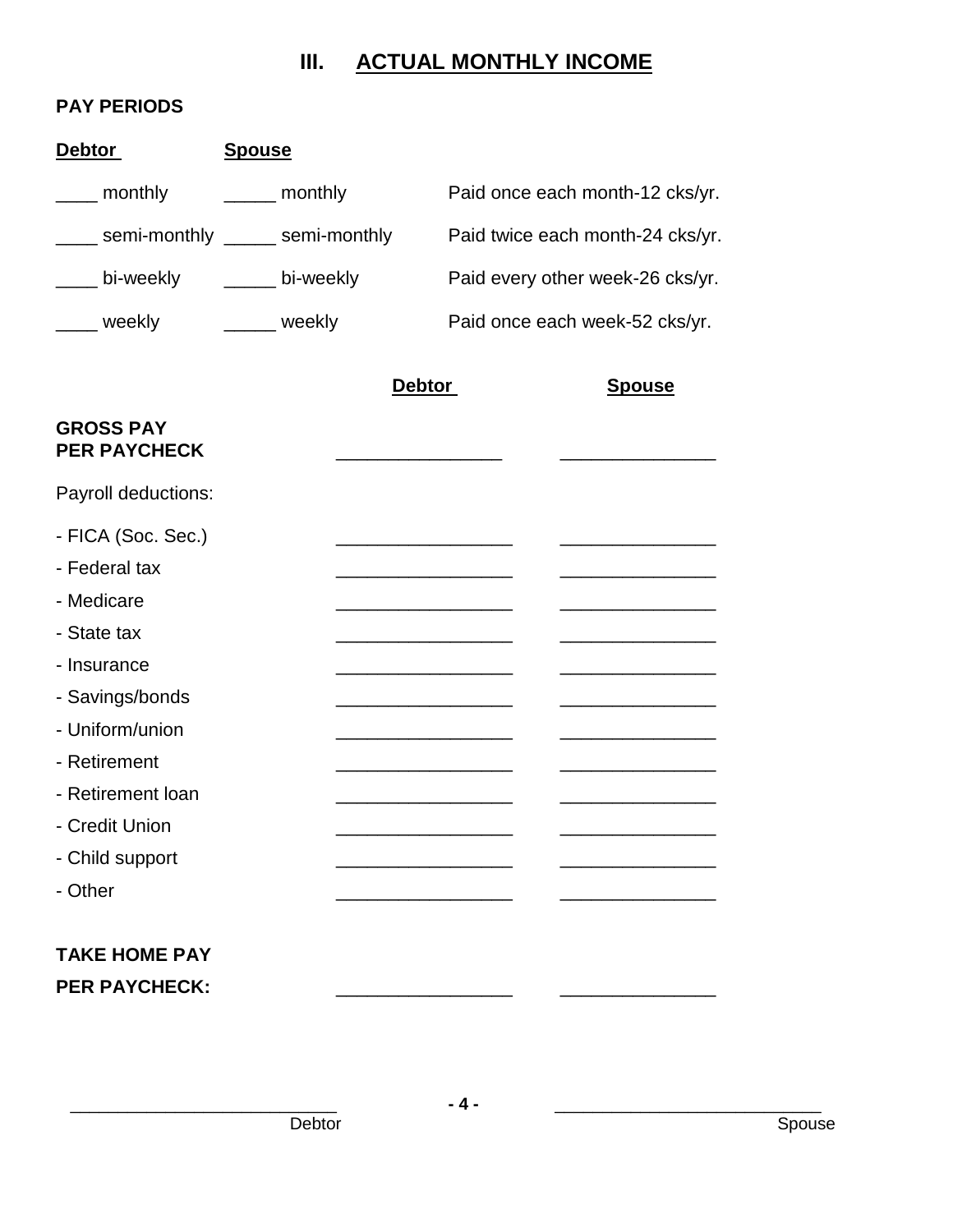# III. ACTUAL MONTHLY INCOME

**PAY PERIODS**

| Debtor | Spouse | |
|---|---|---|
| ____ monthly | _____ monthly | Paid once each month-12 cks/yr. |
| ____ semi-monthly | _____ semi-monthly | Paid twice each month-24 cks/yr. |
| ____ bi-weekly | _____ bi-weekly | Paid every other week-26 cks/yr. |
| ____ weekly | _____ weekly | Paid once each week-52 cks/yr. |

| | Debtor | Spouse |
|---|---|---|
| **GROSS PAY PER PAYCHECK** | ________________ | _______________ |
| Payroll deductions: | | |
| - FICA (Soc. Sec.) | _________________ | _______________ |
| - Federal tax | _________________ | _______________ |
| - Medicare | _________________ | _______________ |
| - State tax | _________________ | _______________ |
| - Insurance | _________________ | _______________ |
| - Savings/bonds | _________________ | _______________ |
| - Uniform/union | _________________ | _______________ |
| - Retirement | _________________ | _______________ |
| - Retirement loan | _________________ | _______________ |
| - Credit Union | _________________ | _______________ |
| - Child support | _________________ | _______________ |
| - Other | _________________ | _______________ |
| **TAKE HOME PAY PER PAYCHECK:** | _________________ | _______________ |

__________________________ Debtor

__________________________ Spouse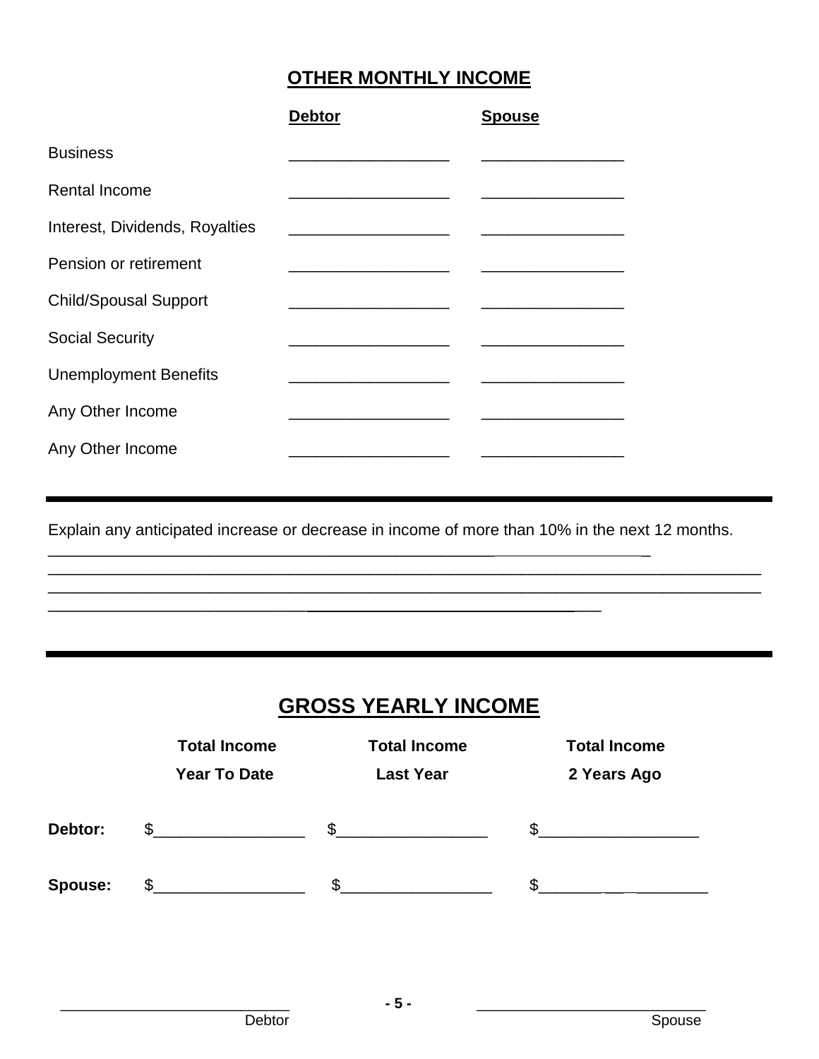## OTHER MONTHLY INCOME

| | Debtor | Spouse |
|---|---|---|
| Business | __________________ | ________________ |
| Rental Income | __________________ | ________________ |
| Interest, Dividends, Royalties | __________________ | ________________ |
| Pension or retirement | __________________ | ________________ |
| Child/Spousal Support | __________________ | ________________ |
| Social Security | __________________ | ________________ |
| Unemployment Benefits | __________________ | ________________ |
| Any Other Income | __________________ | ________________ |
| Any Other Income | __________________ | ________________ |

---

Explain any anticipated increase or decrease in income of more than 10% in the next 12 months.

____________________________________________________________________
________________________________________________________________________________
________________________________________________________________________________
______________________________________________________________

---

## GROSS YEARLY INCOME

| | Total Income Year To Date | Total Income Last Year | Total Income 2 Years Ago |
|---|---|---|---|
| **Debtor:** | $_________________ | $_________________ | $_________________ |
| **Spouse:** | $_________________ | $_________________ | $_________________ |

__________________________ Debtor

__________________________ Spouse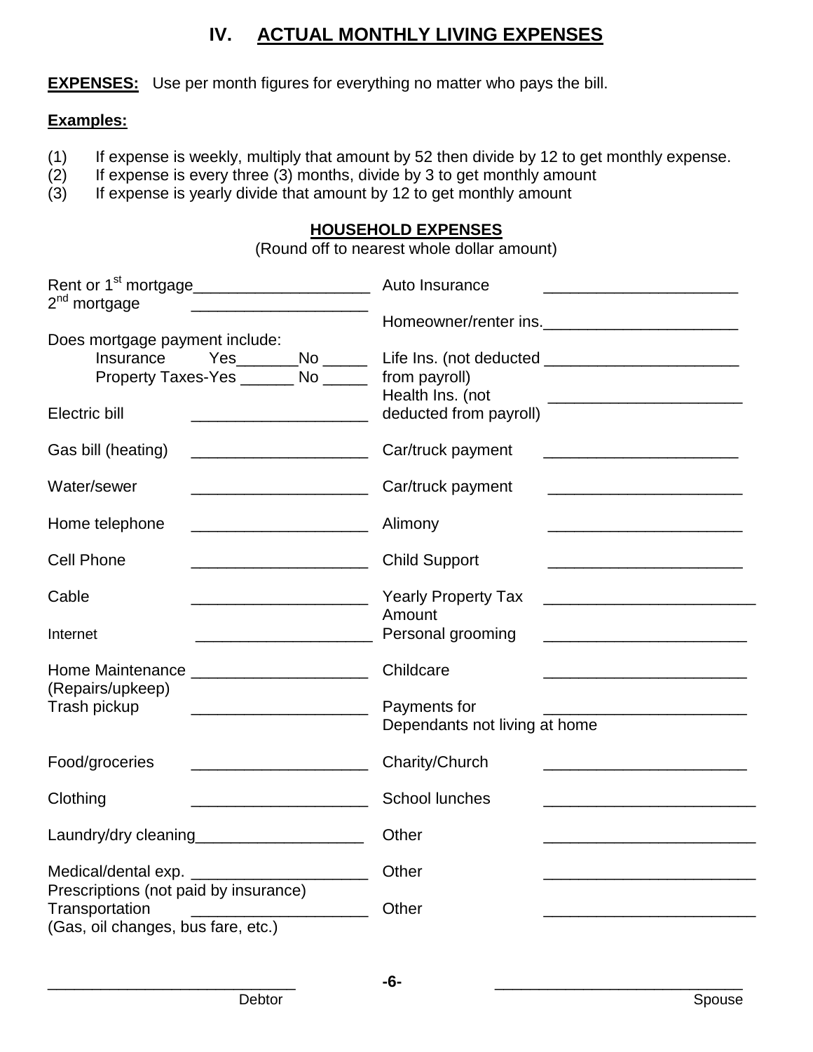# IV. ACTUAL MONTHLY LIVING EXPENSES

**EXPENSES:** Use per month figures for everything no matter who pays the bill.

**Examples:**

(1) If expense is weekly, multiply that amount by 52 then divide by 12 to get monthly expense.
(2) If expense is every three (3) months, divide by 3 to get monthly amount
(3) If expense is yearly divide that amount by 12 to get monthly amount

## HOUSEHOLD EXPENSES

(Round off to nearest whole dollar amount)

Rent or 1st mortgage____________________
2nd mortgage ____________________

Does mortgage payment include:
Insurance Yes_______No _____
Property Taxes-Yes ______ No _____

Electric bill ____________________

Gas bill (heating) ____________________

Water/sewer ____________________

Home telephone ____________________

Cell Phone ____________________

Cable ____________________

Internet ____________________

Home Maintenance ____________________
(Repairs/upkeep)

Trash pickup ____________________

Food/groceries ____________________

Clothing ____________________

Laundry/dry cleaning___________________

Medical/dental exp. ____________________
Prescriptions (not paid by insurance)

Transportation ____________________
(Gas, oil changes, bus fare, etc.)

Auto Insurance ______________________

Homeowner/renter ins.______________________

Life Ins. (not deducted from payroll) ______________________

Health Ins. (not deducted from payroll) ______________________

Car/truck payment ______________________

Car/truck payment ______________________

Alimony ______________________

Child Support ______________________

Yearly Property Tax Amount ________________________

Personal grooming _______________________

Childcare _______________________

Payments for Dependants not living at home _______________________

Charity/Church _______________________

School lunches ________________________

Other ________________________

Other ________________________

Other ________________________

____________________________ ____________________________
Debtor Spouse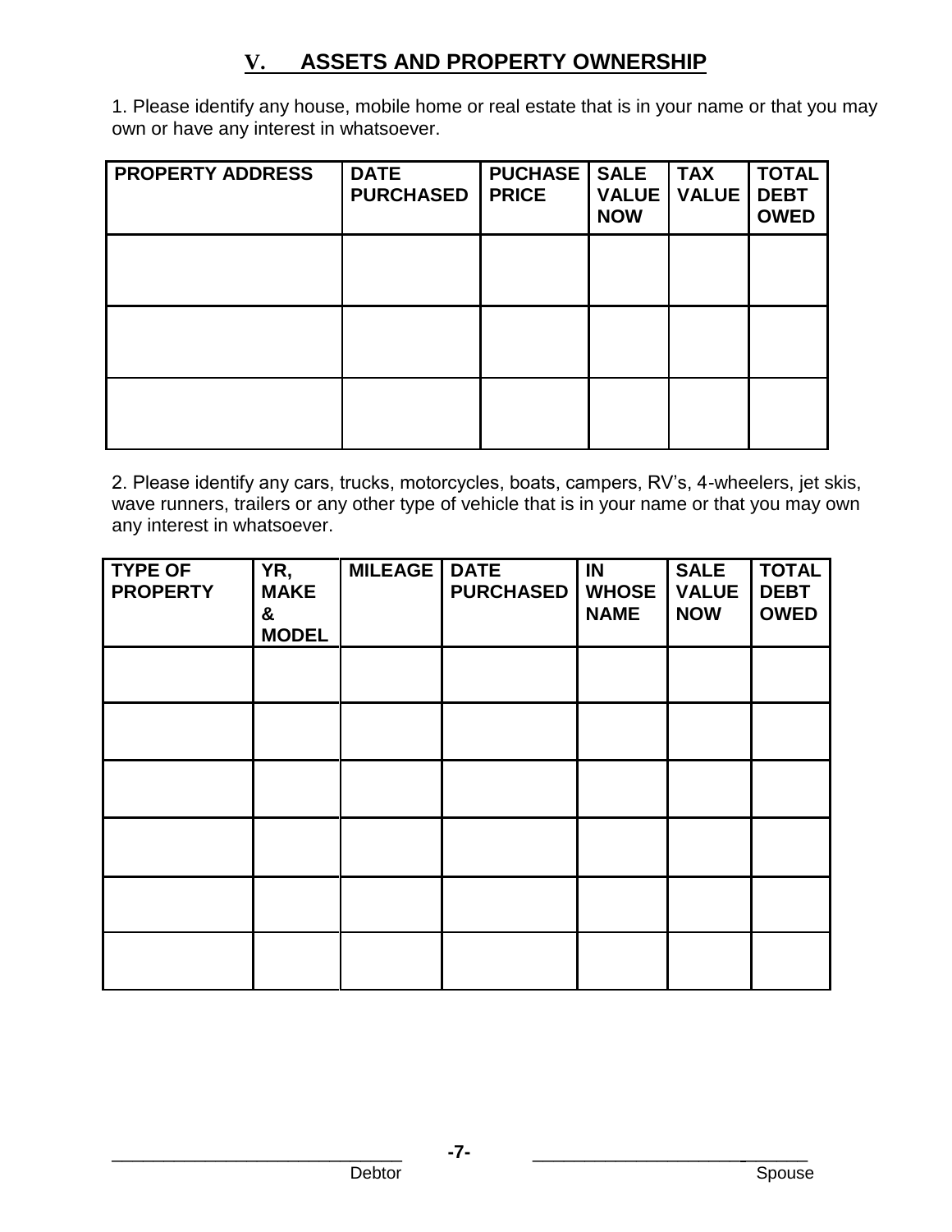## V. ASSETS AND PROPERTY OWNERSHIP

1. Please identify any house, mobile home or real estate that is in your name or that you may own or have any interest in whatsoever.

| PROPERTY ADDRESS | DATE PURCHASED | PUCHASE PRICE | SALE VALUE NOW | TAX VALUE | TOTAL DEBT OWED |
|---|---|---|---|---|---|
| | | | | | |
| | | | | | |
| | | | | | |

2. Please identify any cars, trucks, motorcycles, boats, campers, RV's, 4-wheelers, jet skis, wave runners, trailers or any other type of vehicle that is in your name or that you may own any interest in whatsoever.

| TYPE OF PROPERTY | YR, MAKE & MODEL | MILEAGE | DATE PURCHASED | IN WHOSE NAME | SALE VALUE NOW | TOTAL DEBT OWED |
|---|---|---|---|---|---|---|
| | | | | | | |
| | | | | | | |
| | | | | | | |
| | | | | | | |
| | | | | | | |
| | | | | | | |

_____________________________ Debtor

_____________________________ Spouse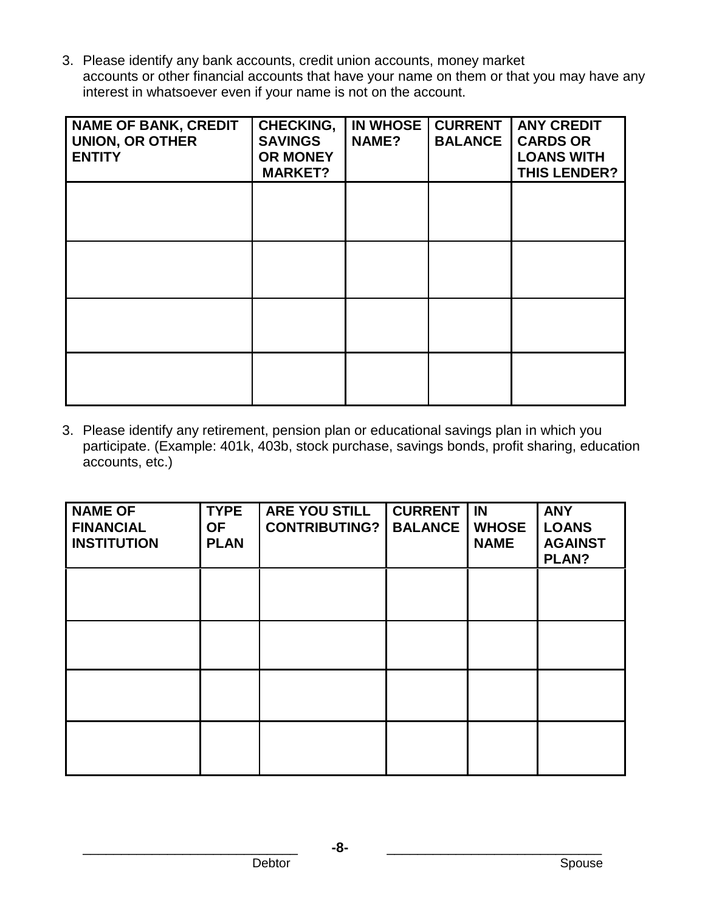3. Please identify any bank accounts, credit union accounts, money market accounts or other financial accounts that have your name on them or that you may have any interest in whatsoever even if your name is not on the account.

| NAME OF BANK, CREDIT UNION, OR OTHER ENTITY | CHECKING, SAVINGS OR MONEY MARKET? | IN WHOSE NAME? | CURRENT BALANCE | ANY CREDIT CARDS OR LOANS WITH THIS LENDER? |
|---|---|---|---|---|
| | | | | |
| | | | | |
| | | | | |
| | | | | |

3. Please identify any retirement, pension plan or educational savings plan in which you participate. (Example: 401k, 403b, stock purchase, savings bonds, profit sharing, education accounts, etc.)

| NAME OF FINANCIAL INSTITUTION | TYPE OF PLAN | ARE YOU STILL CONTRIBUTING? | CURRENT BALANCE | IN WHOSE NAME | ANY LOANS AGAINST PLAN? |
|---|---|---|---|---|---|
| | | | | | |
| | | | | | |
| | | | | | |
| | | | | | |

_____________________________ Debtor

_____________________________ Spouse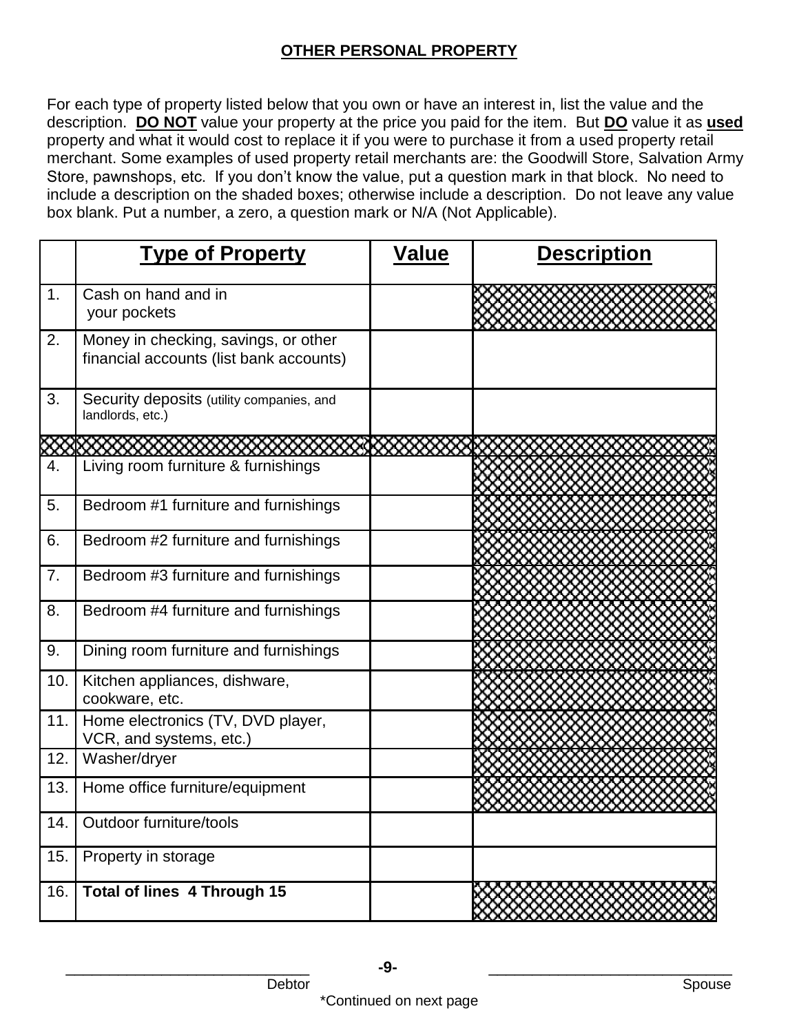**OTHER PERSONAL PROPERTY**

For each type of property listed below that you own or have an interest in, list the value and the description. **DO NOT** value your property at the price you paid for the item. But **DO** value it as **used** property and what it would cost to replace it if you were to purchase it from a used property retail merchant. Some examples of used property retail merchants are: the Goodwill Store, Salvation Army Store, pawnshops, etc. If you don't know the value, put a question mark in that block. No need to include a description on the shaded boxes; otherwise include a description. Do not leave any value box blank. Put a number, a zero, a question mark or N/A (Not Applicable).

| | Type of Property | Value | Description |
|---|---|---|---|
| 1. | Cash on hand and in your pockets | | |
| 2. | Money in checking, savings, or other financial accounts (list bank accounts) | | |
| 3. | Security deposits (utility companies, and landlords, etc.) | | |
| | | | |
| 4. | Living room furniture & furnishings | | |
| 5. | Bedroom #1 furniture and furnishings | | |
| 6. | Bedroom #2 furniture and furnishings | | |
| 7. | Bedroom #3 furniture and furnishings | | |
| 8. | Bedroom #4 furniture and furnishings | | |
| 9. | Dining room furniture and furnishings | | |
| 10. | Kitchen appliances, dishware, cookware, etc. | | |
| 11. | Home electronics (TV, DVD player, VCR, and systems, etc.) | | |
| 12. | Washer/dryer | | |
| 13. | Home office furniture/equipment | | |
| 14. | Outdoor furniture/tools | | |
| 15. | Property in storage | | |
| 16. | **Total of lines 4 Through 15** | | |

_______________________________ Debtor

_______________________________ Spouse

*Continued on next page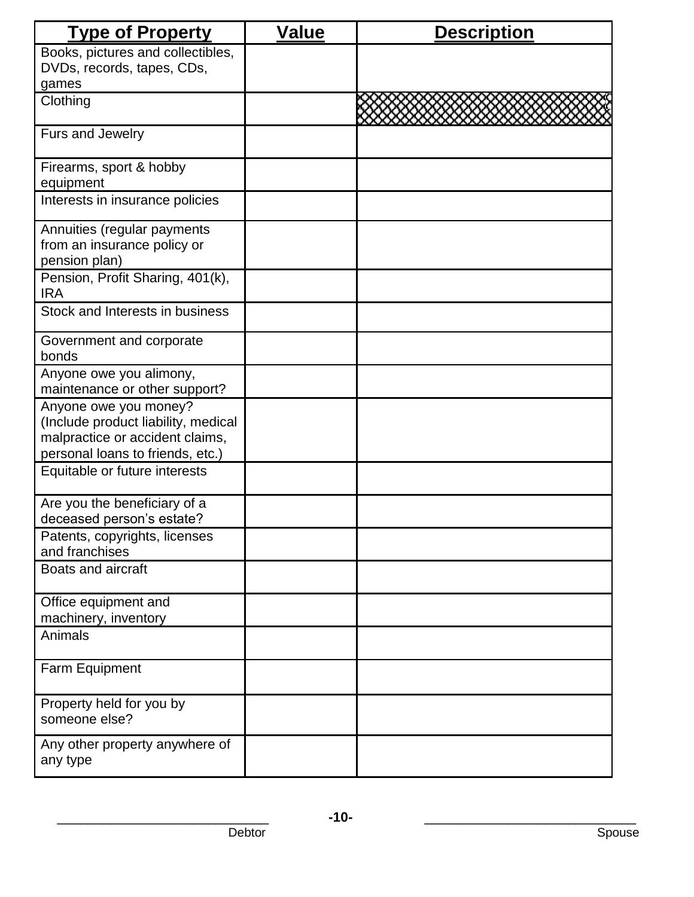| Type of Property | Value | Description |
|---|---|---|
| Books, pictures and collectibles, DVDs, records, tapes, CDs, games | | |
| Clothing | | |
| Furs and Jewelry | | |
| Firearms, sport & hobby equipment | | |
| Interests in insurance policies | | |
| Annuities (regular payments from an insurance policy or pension plan) | | |
| Pension, Profit Sharing, 401(k), IRA | | |
| Stock and Interests in business | | |
| Government and corporate bonds | | |
| Anyone owe you alimony, maintenance or other support? | | |
| Anyone owe you money? (Include product liability, medical malpractice or accident claims, personal loans to friends, etc.) | | |
| Equitable or future interests | | |
| Are you the beneficiary of a deceased person's estate? | | |
| Patents, copyrights, licenses and franchises | | |
| Boats and aircraft | | |
| Office equipment and machinery, inventory | | |
| Animals | | |
| Farm Equipment | | |
| Property held for you by someone else? | | |
| Any other property anywhere of any type | | |

_____________________________ Debtor

_____________________________ Spouse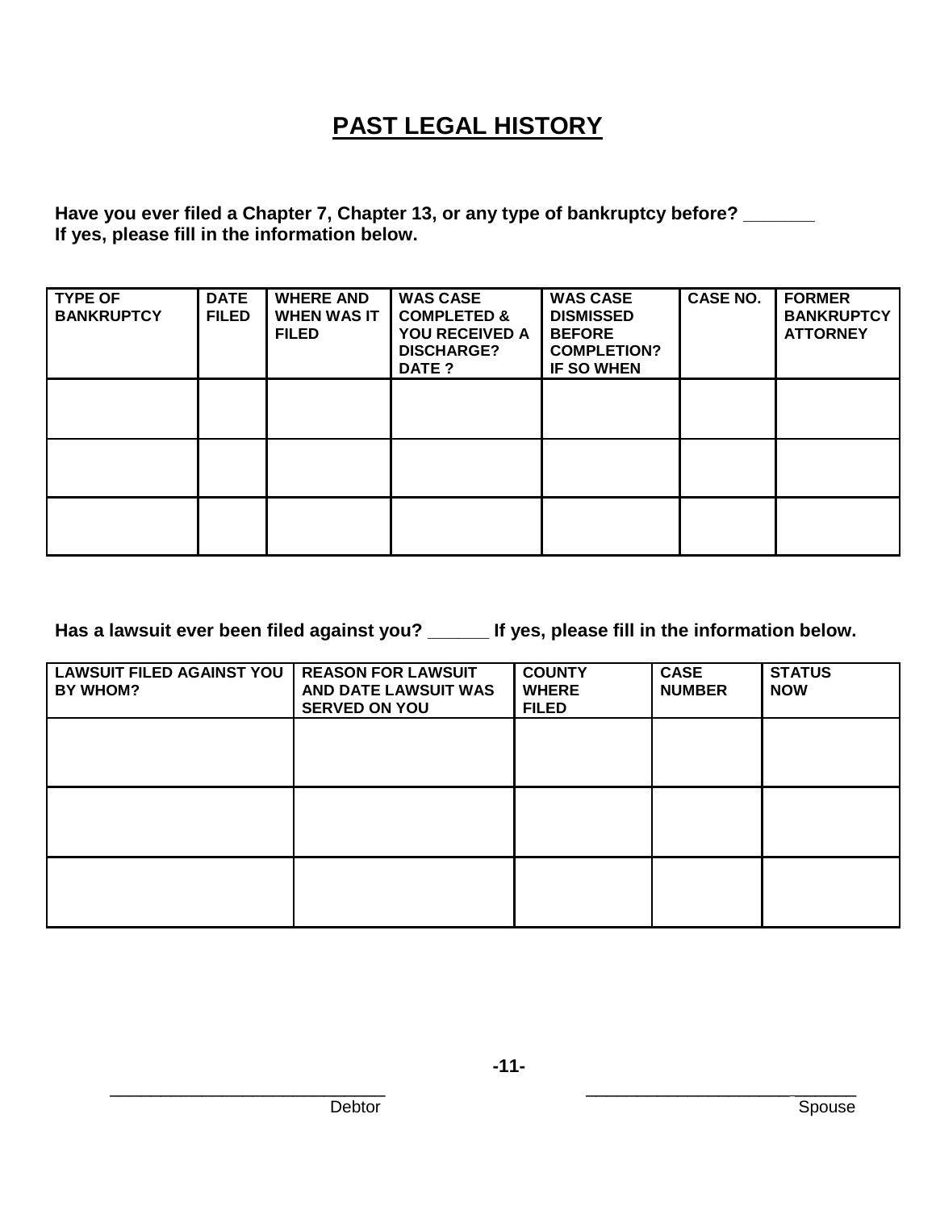# PAST LEGAL HISTORY

**Have you ever filed a Chapter 7, Chapter 13, or any type of bankruptcy before? _______**
**If yes, please fill in the information below.**

| TYPE OF BANKRUPTCY | DATE FILED | WHERE AND WHEN WAS IT FILED | WAS CASE COMPLETED & YOU RECEIVED A DISCHARGE? DATE ? | WAS CASE DISMISSED BEFORE COMPLETION? IF SO WHEN | CASE NO. | FORMER BANKRUPTCY ATTORNEY |
|---|---|---|---|---|---|---|
| | | | | | | |
| | | | | | | |
| | | | | | | |

**Has a lawsuit ever been filed against you? ______ If yes, please fill in the information below.**

| LAWSUIT FILED AGAINST YOU BY WHOM? | REASON FOR LAWSUIT AND DATE LAWSUIT WAS SERVED ON YOU | COUNTY WHERE FILED | CASE NUMBER | STATUS NOW |
|---|---|---|---|---|
| | | | | |
| | | | | |
| | | | | |

______________________________ Debtor

______________________________ Spouse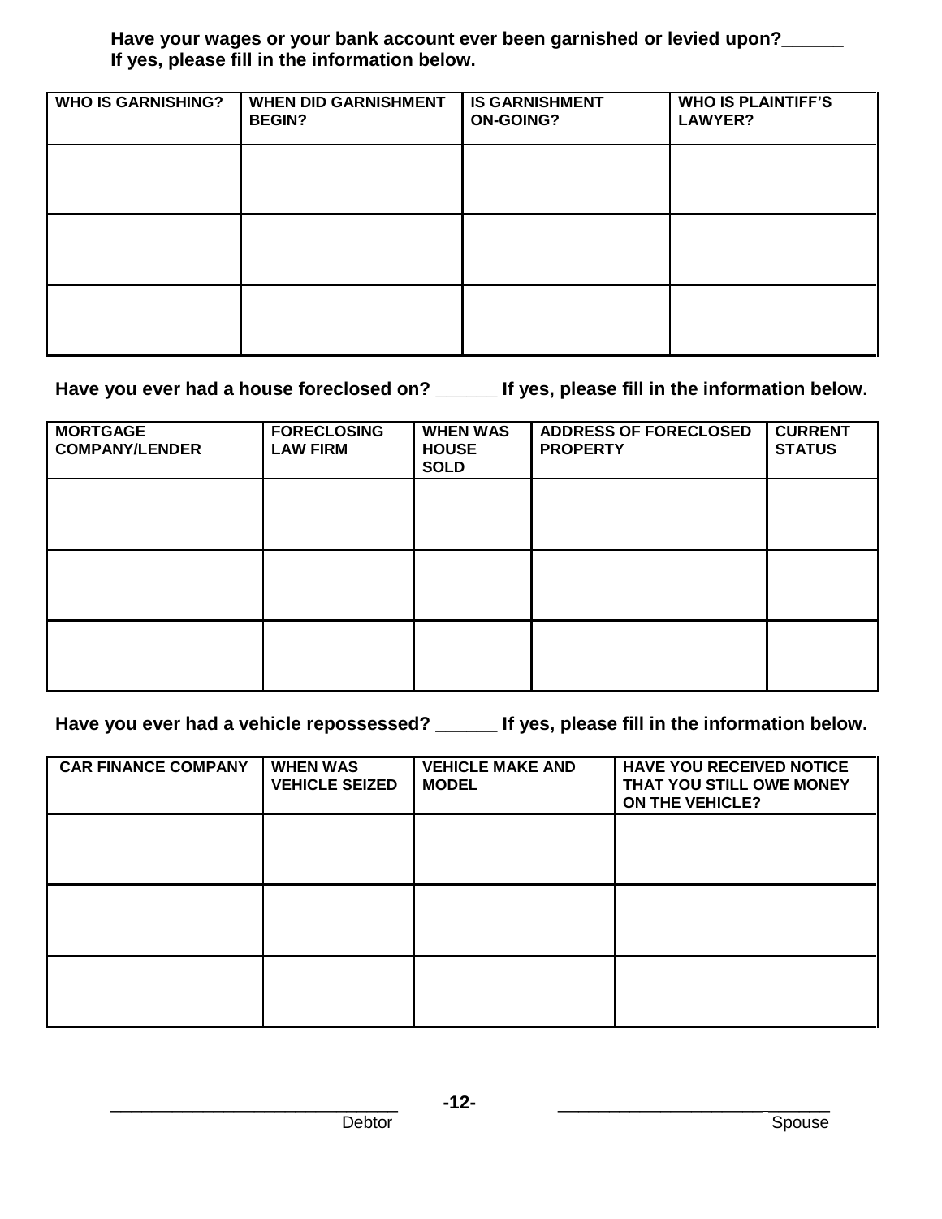**Have your wages or your bank account ever been garnished or levied upon?______**
**If yes, please fill in the information below.**

| WHO IS GARNISHING? | WHEN DID GARNISHMENT BEGIN? | IS GARNISHMENT ON-GOING? | WHO IS PLAINTIFF'S LAWYER? |
|---|---|---|---|
| | | | |
| | | | |
| | | | |

**Have you ever had a house foreclosed on? ______ If yes, please fill in the information below.**

| MORTGAGE COMPANY/LENDER | FORECLOSING LAW FIRM | WHEN WAS HOUSE SOLD | ADDRESS OF FORECLOSED PROPERTY | CURRENT STATUS |
|---|---|---|---|---|
| | | | | |
| | | | | |
| | | | | |

**Have you ever had a vehicle repossessed? ______ If yes, please fill in the information below.**

| CAR FINANCE COMPANY | WHEN WAS VEHICLE SEIZED | VEHICLE MAKE AND MODEL | HAVE YOU RECEIVED NOTICE THAT YOU STILL OWE MONEY ON THE VEHICLE? |
|---|---|---|---|
| | | | |
| | | | |
| | | | |

______________________________ Debtor

______________________________ Spouse